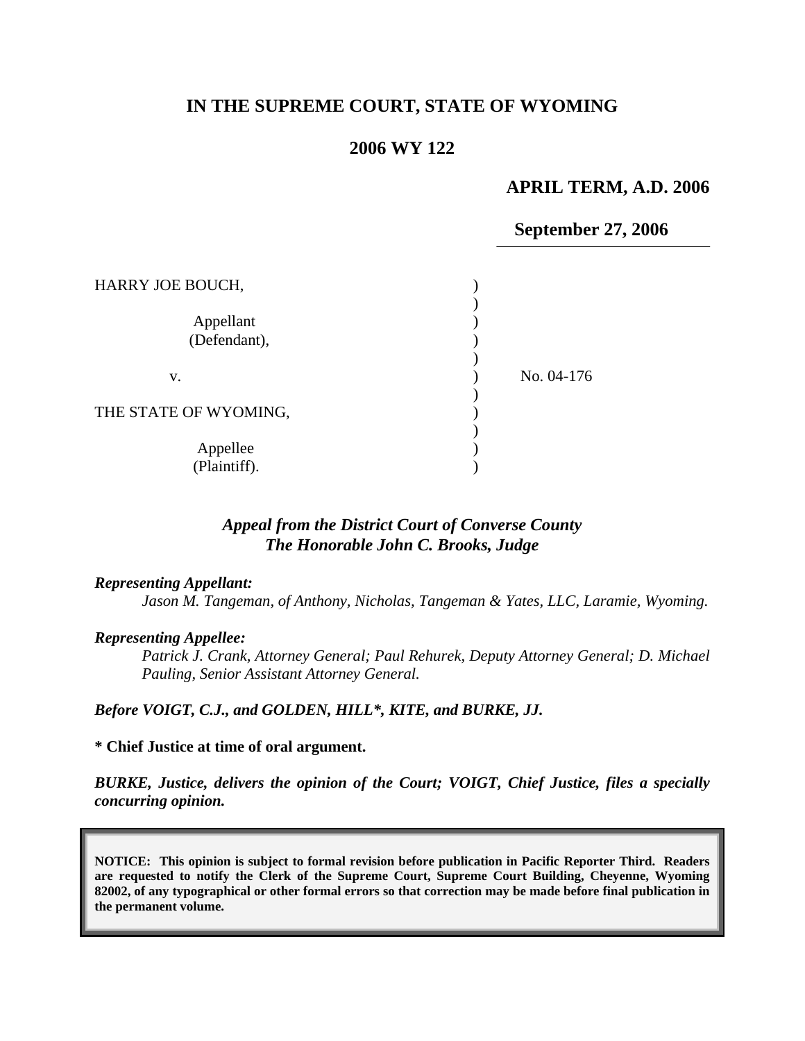# IN THE SUPREME COURT, STATE OF WYOMING

## 2006 WY 122

**APRIL TERM, A.D. 2006**

**September 27, 2006**

| | | |
|---|---|---|
| HARRY JOE BOUCH, Appellant (Defendant), | ) | |
| v. | ) | No. 04-176 |
| THE STATE OF WYOMING, Appellee (Plaintiff). | ) | |

***Appeal from the District Court of Converse County***
***The Honorable John C. Brooks, Judge***

***Representing Appellant:***
*Jason M. Tangeman, of Anthony, Nicholas, Tangeman & Yates, LLC, Laramie, Wyoming.*

***Representing Appellee:***
*Patrick J. Crank, Attorney General; Paul Rehurek, Deputy Attorney General; D. Michael Pauling, Senior Assistant Attorney General.*

***Before VOIGT, C.J., and GOLDEN, HILL\*, KITE, and BURKE, JJ.***

**\* Chief Justice at time of oral argument.**

***BURKE, Justice, delivers the opinion of the Court; VOIGT, Chief Justice, files a specially concurring opinion.***

**NOTICE: This opinion is subject to formal revision before publication in Pacific Reporter Third. Readers are requested to notify the Clerk of the Supreme Court, Supreme Court Building, Cheyenne, Wyoming 82002, of any typographical or other formal errors so that correction may be made before final publication in the permanent volume.**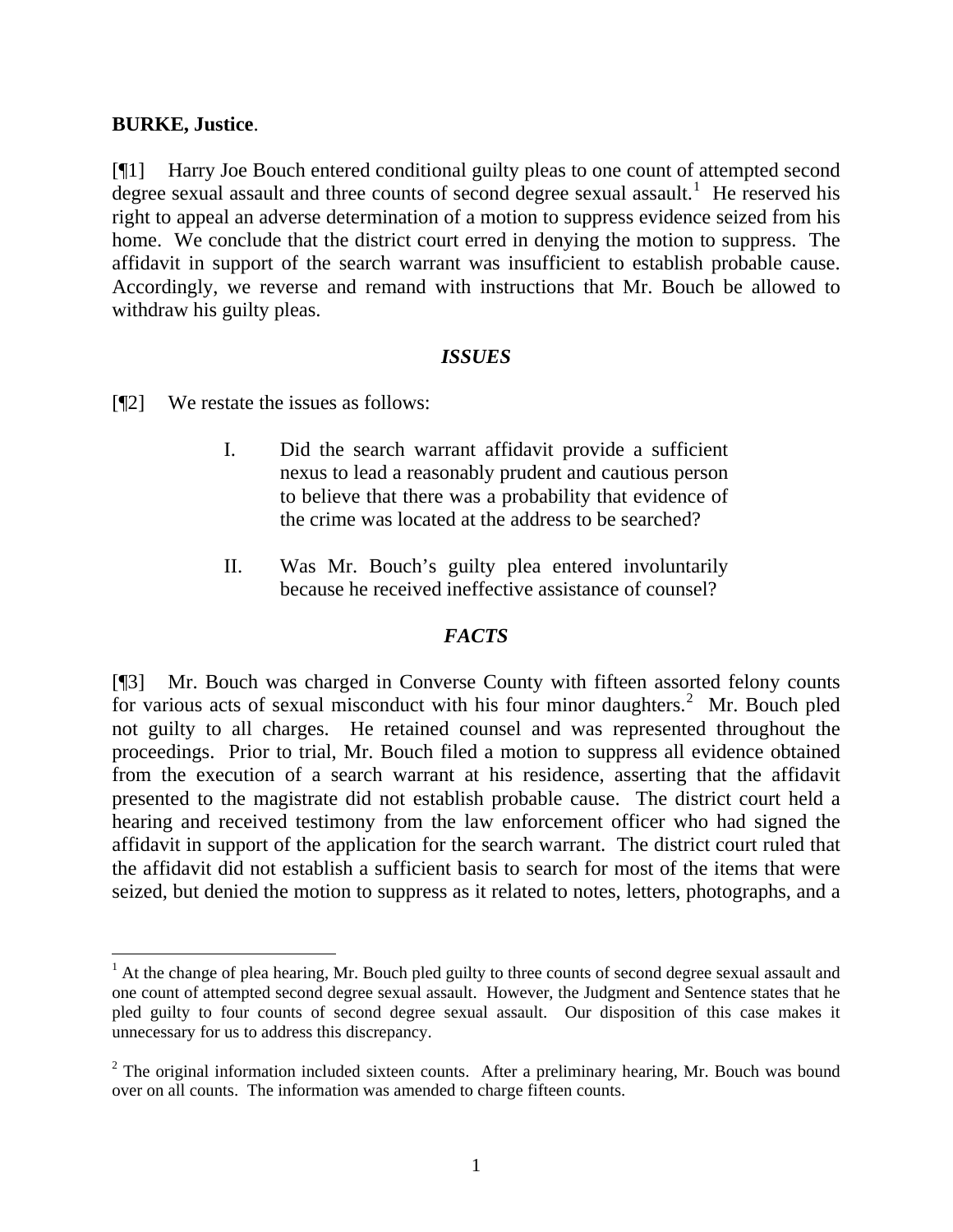**BURKE, Justice**.

[¶1] Harry Joe Bouch entered conditional guilty pleas to one count of attempted second degree sexual assault and three counts of second degree sexual assault.[1] He reserved his right to appeal an adverse determination of a motion to suppress evidence seized from his home. We conclude that the district court erred in denying the motion to suppress. The affidavit in support of the search warrant was insufficient to establish probable cause. Accordingly, we reverse and remand with instructions that Mr. Bouch be allowed to withdraw his guilty pleas.

### *ISSUES*

[¶2] We restate the issues as follows:

> I. Did the search warrant affidavit provide a sufficient nexus to lead a reasonably prudent and cautious person to believe that there was a probability that evidence of the crime was located at the address to be searched?
>
> II. Was Mr. Bouch's guilty plea entered involuntarily because he received ineffective assistance of counsel?

### *FACTS*

[¶3] Mr. Bouch was charged in Converse County with fifteen assorted felony counts for various acts of sexual misconduct with his four minor daughters.[2] Mr. Bouch pled not guilty to all charges. He retained counsel and was represented throughout the proceedings. Prior to trial, Mr. Bouch filed a motion to suppress all evidence obtained from the execution of a search warrant at his residence, asserting that the affidavit presented to the magistrate did not establish probable cause. The district court held a hearing and received testimony from the law enforcement officer who had signed the affidavit in support of the application for the search warrant. The district court ruled that the affidavit did not establish a sufficient basis to search for most of the items that were seized, but denied the motion to suppress as it related to notes, letters, photographs, and a

---

[1] At the change of plea hearing, Mr. Bouch pled guilty to three counts of second degree sexual assault and one count of attempted second degree sexual assault. However, the Judgment and Sentence states that he pled guilty to four counts of second degree sexual assault. Our disposition of this case makes it unnecessary for us to address this discrepancy.

[2] The original information included sixteen counts. After a preliminary hearing, Mr. Bouch was bound over on all counts. The information was amended to charge fifteen counts.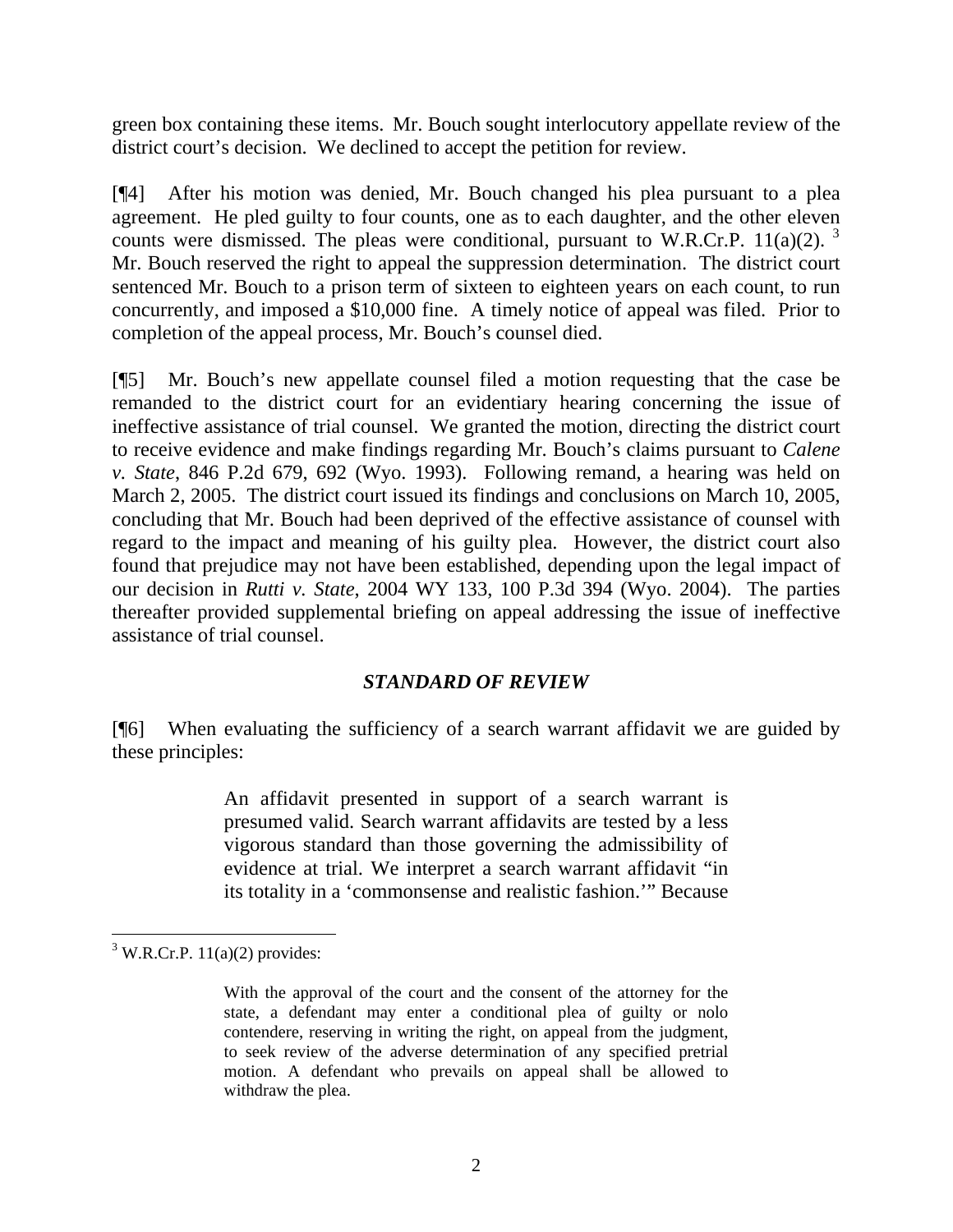green box containing these items. Mr. Bouch sought interlocutory appellate review of the district court's decision. We declined to accept the petition for review.

[¶4] After his motion was denied, Mr. Bouch changed his plea pursuant to a plea agreement. He pled guilty to four counts, one as to each daughter, and the other eleven counts were dismissed. The pleas were conditional, pursuant to W.R.Cr.P. 11(a)(2). [3] Mr. Bouch reserved the right to appeal the suppression determination. The district court sentenced Mr. Bouch to a prison term of sixteen to eighteen years on each count, to run concurrently, and imposed a $10,000 fine. A timely notice of appeal was filed. Prior to completion of the appeal process, Mr. Bouch's counsel died.

[¶5] Mr. Bouch's new appellate counsel filed a motion requesting that the case be remanded to the district court for an evidentiary hearing concerning the issue of ineffective assistance of trial counsel. We granted the motion, directing the district court to receive evidence and make findings regarding Mr. Bouch's claims pursuant to *Calene v. State*, 846 P.2d 679, 692 (Wyo. 1993). Following remand, a hearing was held on March 2, 2005. The district court issued its findings and conclusions on March 10, 2005, concluding that Mr. Bouch had been deprived of the effective assistance of counsel with regard to the impact and meaning of his guilty plea. However, the district court also found that prejudice may not have been established, depending upon the legal impact of our decision in *Rutti v. State*, 2004 WY 133, 100 P.3d 394 (Wyo. 2004). The parties thereafter provided supplemental briefing on appeal addressing the issue of ineffective assistance of trial counsel.

### *STANDARD OF REVIEW*

[¶6] When evaluating the sufficiency of a search warrant affidavit we are guided by these principles:

> An affidavit presented in support of a search warrant is presumed valid. Search warrant affidavits are tested by a less vigorous standard than those governing the admissibility of evidence at trial. We interpret a search warrant affidavit "in its totality in a 'commonsense and realistic fashion.'" Because

---

[3] W.R.Cr.P. 11(a)(2) provides:

> With the approval of the court and the consent of the attorney for the state, a defendant may enter a conditional plea of guilty or nolo contendere, reserving in writing the right, on appeal from the judgment, to seek review of the adverse determination of any specified pretrial motion. A defendant who prevails on appeal shall be allowed to withdraw the plea.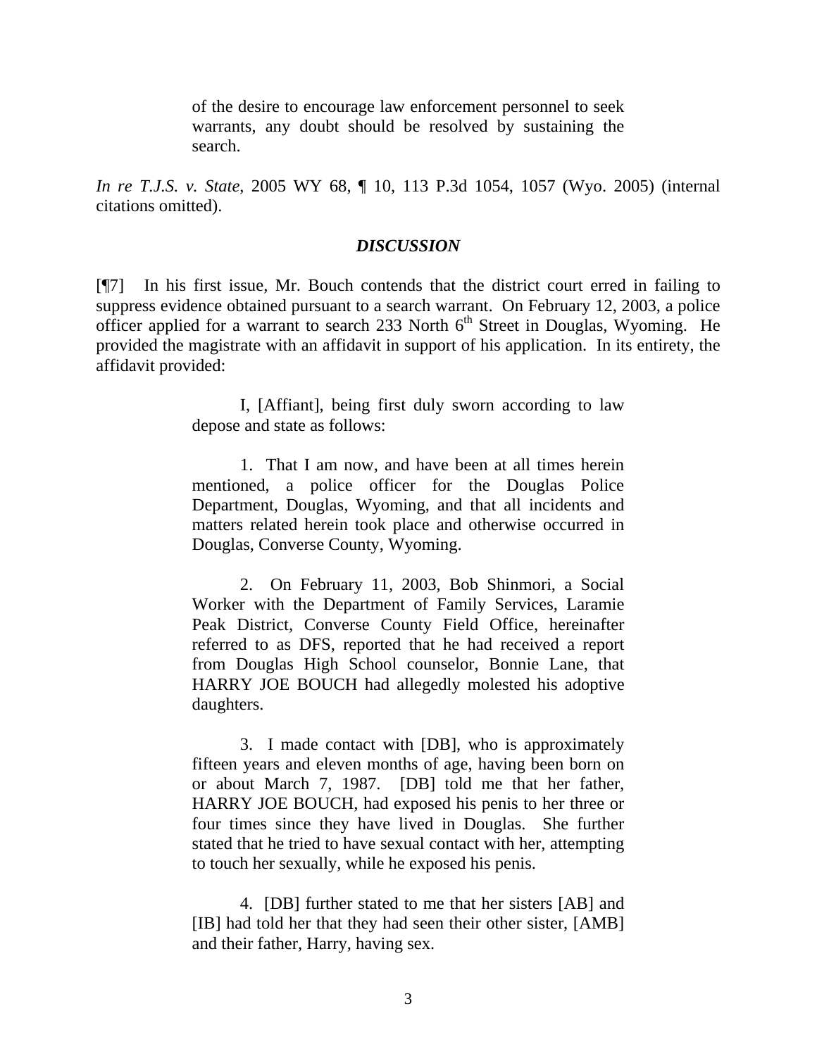> of the desire to encourage law enforcement personnel to seek warrants, any doubt should be resolved by sustaining the search.

*In re T.J.S. v. State*, 2005 WY 68, ¶ 10, 113 P.3d 1054, 1057 (Wyo. 2005) (internal citations omitted).

### *DISCUSSION*

[¶7] In his first issue, Mr. Bouch contends that the district court erred in failing to suppress evidence obtained pursuant to a search warrant. On February 12, 2003, a police officer applied for a warrant to search 233 North 6th Street in Douglas, Wyoming. He provided the magistrate with an affidavit in support of his application. In its entirety, the affidavit provided:

> I, [Affiant], being first duly sworn according to law depose and state as follows:
>
> 1. That I am now, and have been at all times herein mentioned, a police officer for the Douglas Police Department, Douglas, Wyoming, and that all incidents and matters related herein took place and otherwise occurred in Douglas, Converse County, Wyoming.
>
> 2. On February 11, 2003, Bob Shinmori, a Social Worker with the Department of Family Services, Laramie Peak District, Converse County Field Office, hereinafter referred to as DFS, reported that he had received a report from Douglas High School counselor, Bonnie Lane, that HARRY JOE BOUCH had allegedly molested his adoptive daughters.
>
> 3. I made contact with [DB], who is approximately fifteen years and eleven months of age, having been born on or about March 7, 1987. [DB] told me that her father, HARRY JOE BOUCH, had exposed his penis to her three or four times since they have lived in Douglas. She further stated that he tried to have sexual contact with her, attempting to touch her sexually, while he exposed his penis.
>
> 4. [DB] further stated to me that her sisters [AB] and [IB] had told her that they had seen their other sister, [AMB] and their father, Harry, having sex.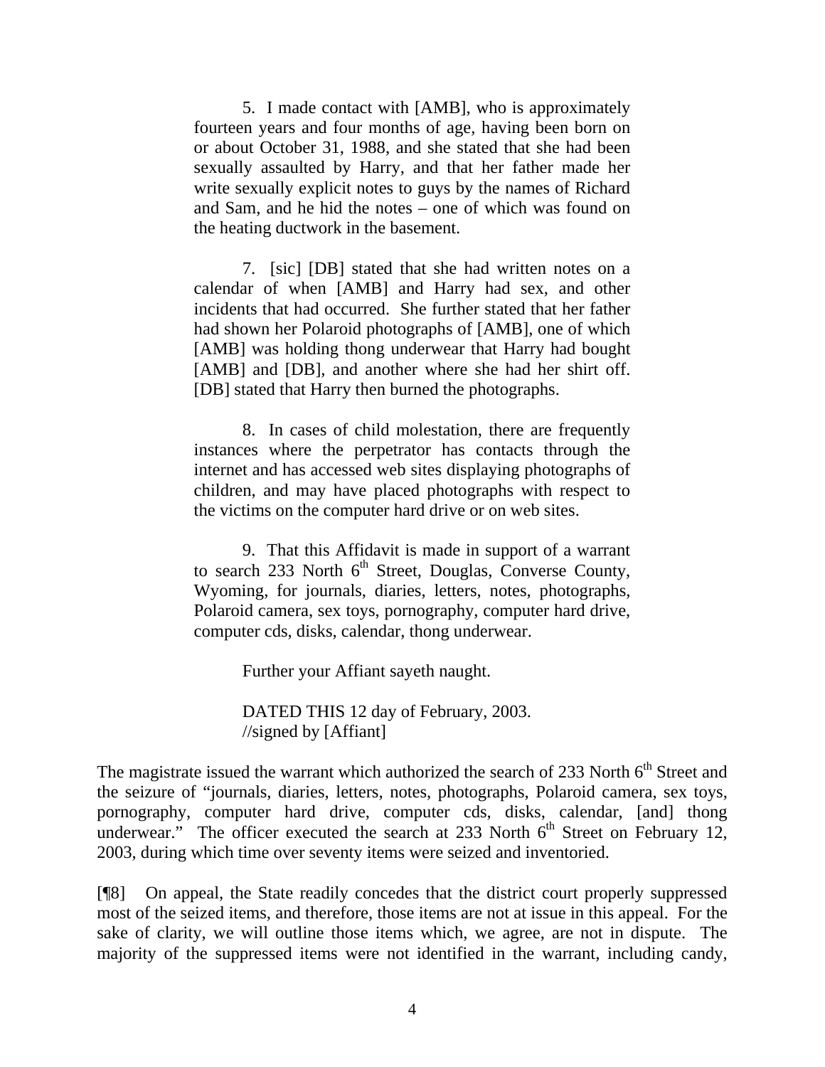> 5. I made contact with [AMB], who is approximately fourteen years and four months of age, having been born on or about October 31, 1988, and she stated that she had been sexually assaulted by Harry, and that her father made her write sexually explicit notes to guys by the names of Richard and Sam, and he hid the notes – one of which was found on the heating ductwork in the basement.
>
> 7. [sic] [DB] stated that she had written notes on a calendar of when [AMB] and Harry had sex, and other incidents that had occurred. She further stated that her father had shown her Polaroid photographs of [AMB], one of which [AMB] was holding thong underwear that Harry had bought [AMB] and [DB], and another where she had her shirt off. [DB] stated that Harry then burned the photographs.
>
> 8. In cases of child molestation, there are frequently instances where the perpetrator has contacts through the internet and has accessed web sites displaying photographs of children, and may have placed photographs with respect to the victims on the computer hard drive or on web sites.
>
> 9. That this Affidavit is made in support of a warrant to search 233 North 6th Street, Douglas, Converse County, Wyoming, for journals, diaries, letters, notes, photographs, Polaroid camera, sex toys, pornography, computer hard drive, computer cds, disks, calendar, thong underwear.
>
> Further your Affiant sayeth naught.
>
> DATED THIS 12 day of February, 2003.
> //signed by [Affiant]

The magistrate issued the warrant which authorized the search of 233 North 6th Street and the seizure of "journals, diaries, letters, notes, photographs, Polaroid camera, sex toys, pornography, computer hard drive, computer cds, disks, calendar, [and] thong underwear." The officer executed the search at 233 North 6th Street on February 12, 2003, during which time over seventy items were seized and inventoried.

[¶8] On appeal, the State readily concedes that the district court properly suppressed most of the seized items, and therefore, those items are not at issue in this appeal. For the sake of clarity, we will outline those items which, we agree, are not in dispute. The majority of the suppressed items were not identified in the warrant, including candy,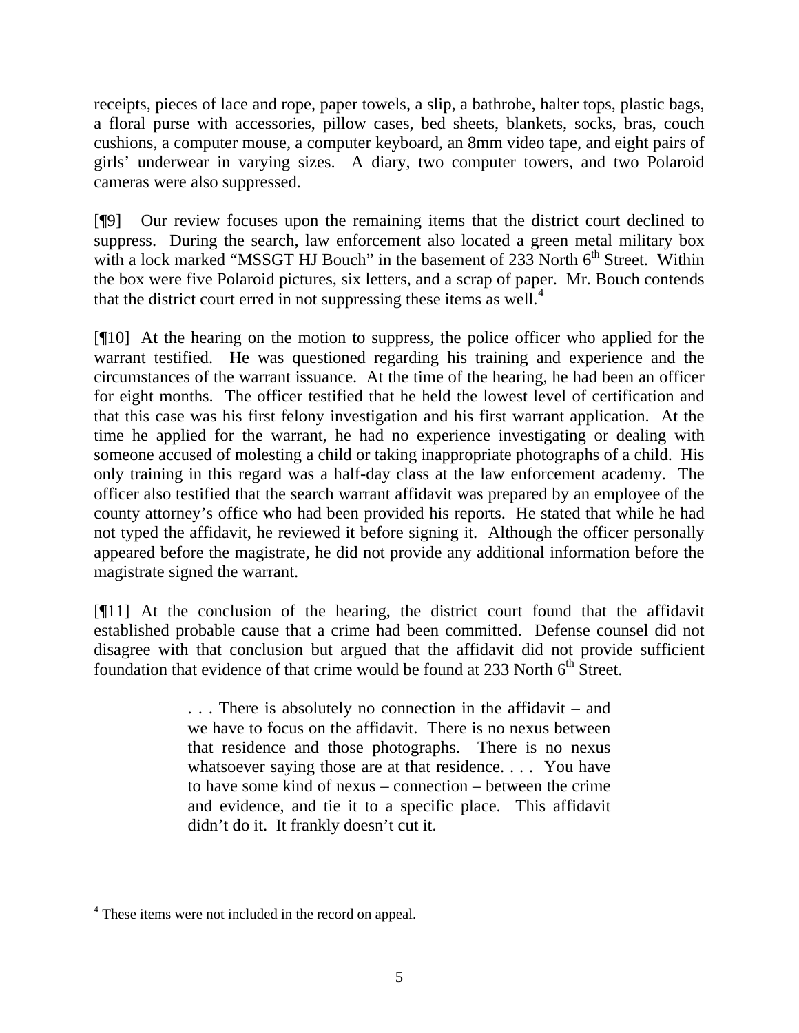receipts, pieces of lace and rope, paper towels, a slip, a bathrobe, halter tops, plastic bags, a floral purse with accessories, pillow cases, bed sheets, blankets, socks, bras, couch cushions, a computer mouse, a computer keyboard, an 8mm video tape, and eight pairs of girls' underwear in varying sizes. A diary, two computer towers, and two Polaroid cameras were also suppressed.

[¶9] Our review focuses upon the remaining items that the district court declined to suppress. During the search, law enforcement also located a green metal military box with a lock marked "MSSGT HJ Bouch" in the basement of 233 North 6th Street. Within the box were five Polaroid pictures, six letters, and a scrap of paper. Mr. Bouch contends that the district court erred in not suppressing these items as well.[4]

[¶10] At the hearing on the motion to suppress, the police officer who applied for the warrant testified. He was questioned regarding his training and experience and the circumstances of the warrant issuance. At the time of the hearing, he had been an officer for eight months. The officer testified that he held the lowest level of certification and that this case was his first felony investigation and his first warrant application. At the time he applied for the warrant, he had no experience investigating or dealing with someone accused of molesting a child or taking inappropriate photographs of a child. His only training in this regard was a half-day class at the law enforcement academy. The officer also testified that the search warrant affidavit was prepared by an employee of the county attorney's office who had been provided his reports. He stated that while he had not typed the affidavit, he reviewed it before signing it. Although the officer personally appeared before the magistrate, he did not provide any additional information before the magistrate signed the warrant.

[¶11] At the conclusion of the hearing, the district court found that the affidavit established probable cause that a crime had been committed. Defense counsel did not disagree with that conclusion but argued that the affidavit did not provide sufficient foundation that evidence of that crime would be found at 233 North 6th Street.

> . . . There is absolutely no connection in the affidavit – and we have to focus on the affidavit. There is no nexus between that residence and those photographs. There is no nexus whatsoever saying those are at that residence. . . . You have to have some kind of nexus – connection – between the crime and evidence, and tie it to a specific place. This affidavit didn't do it. It frankly doesn't cut it.

---

[4] These items were not included in the record on appeal.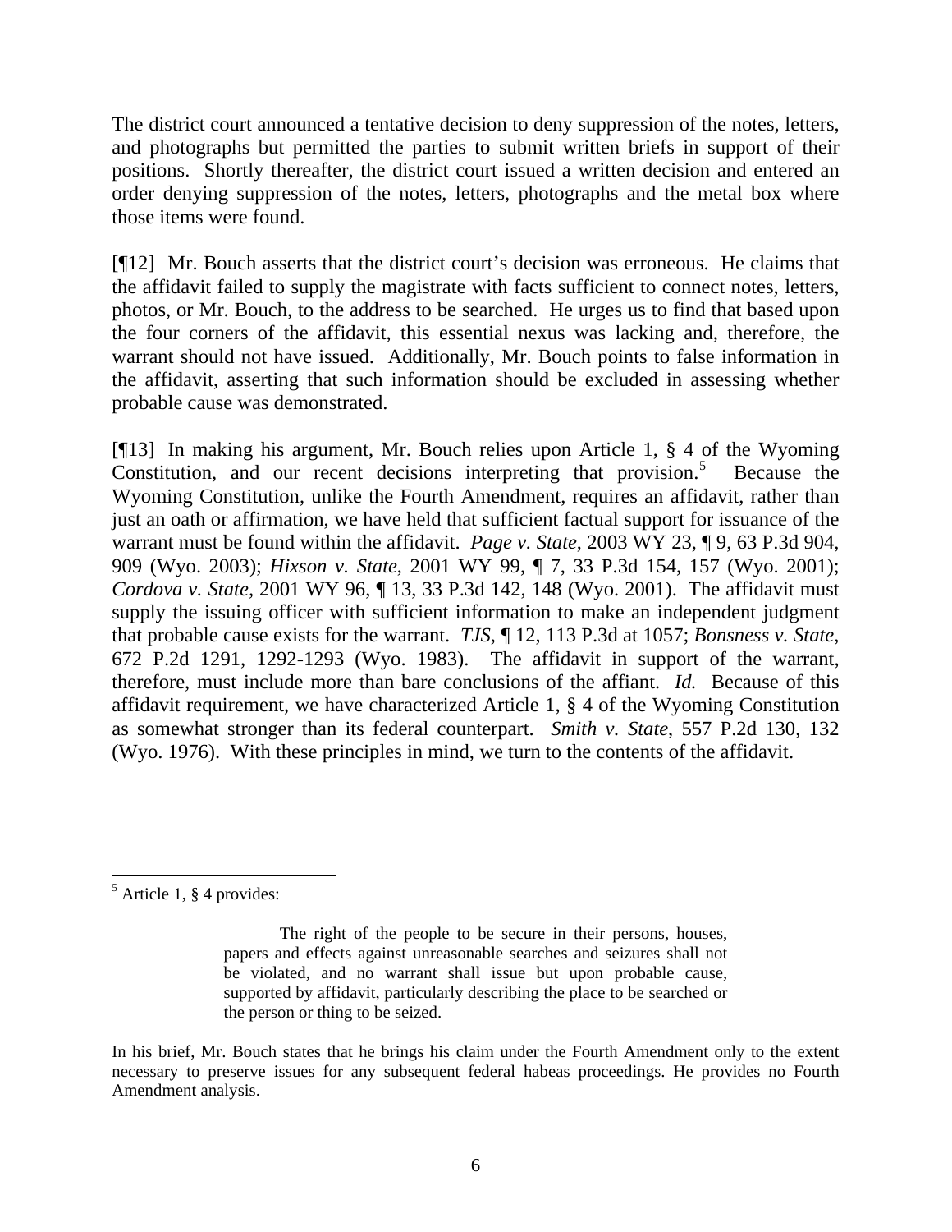The district court announced a tentative decision to deny suppression of the notes, letters, and photographs but permitted the parties to submit written briefs in support of their positions. Shortly thereafter, the district court issued a written decision and entered an order denying suppression of the notes, letters, photographs and the metal box where those items were found.

[¶12] Mr. Bouch asserts that the district court's decision was erroneous. He claims that the affidavit failed to supply the magistrate with facts sufficient to connect notes, letters, photos, or Mr. Bouch, to the address to be searched. He urges us to find that based upon the four corners of the affidavit, this essential nexus was lacking and, therefore, the warrant should not have issued. Additionally, Mr. Bouch points to false information in the affidavit, asserting that such information should be excluded in assessing whether probable cause was demonstrated.

[¶13] In making his argument, Mr. Bouch relies upon Article 1, § 4 of the Wyoming Constitution, and our recent decisions interpreting that provision.[5] Because the Wyoming Constitution, unlike the Fourth Amendment, requires an affidavit, rather than just an oath or affirmation, we have held that sufficient factual support for issuance of the warrant must be found within the affidavit. *Page v. State*, 2003 WY 23, ¶ 9, 63 P.3d 904, 909 (Wyo. 2003); *Hixson v. State*, 2001 WY 99, ¶ 7, 33 P.3d 154, 157 (Wyo. 2001); *Cordova v. State*, 2001 WY 96, ¶ 13, 33 P.3d 142, 148 (Wyo. 2001). The affidavit must supply the issuing officer with sufficient information to make an independent judgment that probable cause exists for the warrant. *TJS*, ¶ 12, 113 P.3d at 1057; *Bonsness v. State*, 672 P.2d 1291, 1292-1293 (Wyo. 1983). The affidavit in support of the warrant, therefore, must include more than bare conclusions of the affiant. *Id.* Because of this affidavit requirement, we have characterized Article 1, § 4 of the Wyoming Constitution as somewhat stronger than its federal counterpart. *Smith v. State*, 557 P.2d 130, 132 (Wyo. 1976). With these principles in mind, we turn to the contents of the affidavit.

---

[5] Article 1, § 4 provides:

> The right of the people to be secure in their persons, houses, papers and effects against unreasonable searches and seizures shall not be violated, and no warrant shall issue but upon probable cause, supported by affidavit, particularly describing the place to be searched or the person or thing to be seized.

In his brief, Mr. Bouch states that he brings his claim under the Fourth Amendment only to the extent necessary to preserve issues for any subsequent federal habeas proceedings. He provides no Fourth Amendment analysis.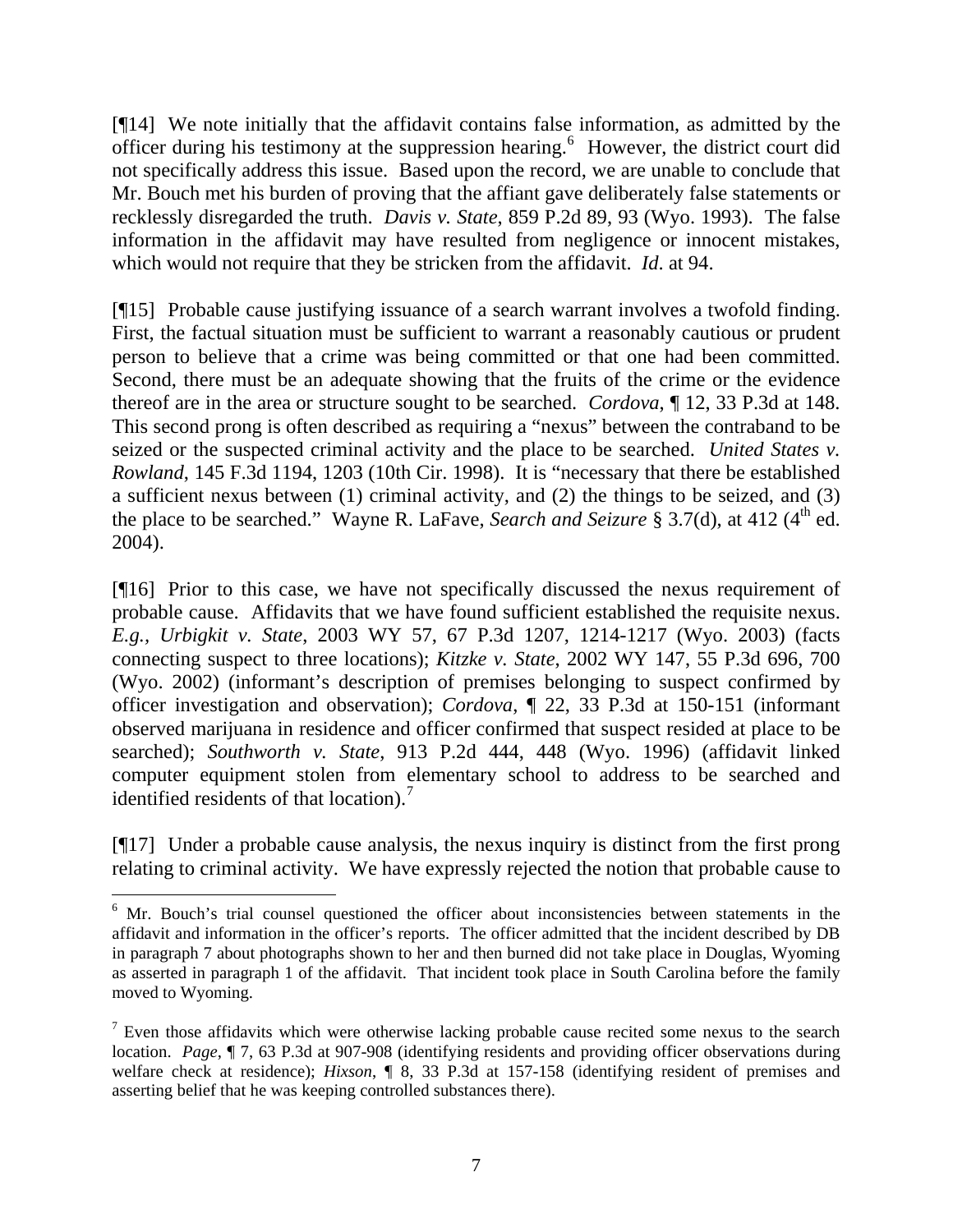[¶14] We note initially that the affidavit contains false information, as admitted by the officer during his testimony at the suppression hearing.[6] However, the district court did not specifically address this issue. Based upon the record, we are unable to conclude that Mr. Bouch met his burden of proving that the affiant gave deliberately false statements or recklessly disregarded the truth. *Davis v. State*, 859 P.2d 89, 93 (Wyo. 1993). The false information in the affidavit may have resulted from negligence or innocent mistakes, which would not require that they be stricken from the affidavit. *Id*. at 94.

[¶15] Probable cause justifying issuance of a search warrant involves a twofold finding. First, the factual situation must be sufficient to warrant a reasonably cautious or prudent person to believe that a crime was being committed or that one had been committed. Second, there must be an adequate showing that the fruits of the crime or the evidence thereof are in the area or structure sought to be searched. *Cordova*, ¶ 12, 33 P.3d at 148. This second prong is often described as requiring a "nexus" between the contraband to be seized or the suspected criminal activity and the place to be searched. *United States v. Rowland*, 145 F.3d 1194, 1203 (10th Cir. 1998). It is "necessary that there be established a sufficient nexus between (1) criminal activity, and (2) the things to be seized, and (3) the place to be searched." Wayne R. LaFave, *Search and Seizure* § 3.7(d), at 412 (4th ed. 2004).

[¶16] Prior to this case, we have not specifically discussed the nexus requirement of probable cause. Affidavits that we have found sufficient established the requisite nexus. *E.g.*, *Urbigkit v. State*, 2003 WY 57, 67 P.3d 1207, 1214-1217 (Wyo. 2003) (facts connecting suspect to three locations); *Kitzke v. State*, 2002 WY 147, 55 P.3d 696, 700 (Wyo. 2002) (informant's description of premises belonging to suspect confirmed by officer investigation and observation); *Cordova*, ¶ 22, 33 P.3d at 150-151 (informant observed marijuana in residence and officer confirmed that suspect resided at place to be searched); *Southworth v. State*, 913 P.2d 444, 448 (Wyo. 1996) (affidavit linked computer equipment stolen from elementary school to address to be searched and identified residents of that location).[7]

[¶17] Under a probable cause analysis, the nexus inquiry is distinct from the first prong relating to criminal activity. We have expressly rejected the notion that probable cause to

---

[6] Mr. Bouch's trial counsel questioned the officer about inconsistencies between statements in the affidavit and information in the officer's reports. The officer admitted that the incident described by DB in paragraph 7 about photographs shown to her and then burned did not take place in Douglas, Wyoming as asserted in paragraph 1 of the affidavit. That incident took place in South Carolina before the family moved to Wyoming.

[7] Even those affidavits which were otherwise lacking probable cause recited some nexus to the search location. *Page*, ¶ 7, 63 P.3d at 907-908 (identifying residents and providing officer observations during welfare check at residence); *Hixson*, ¶ 8, 33 P.3d at 157-158 (identifying resident of premises and asserting belief that he was keeping controlled substances there).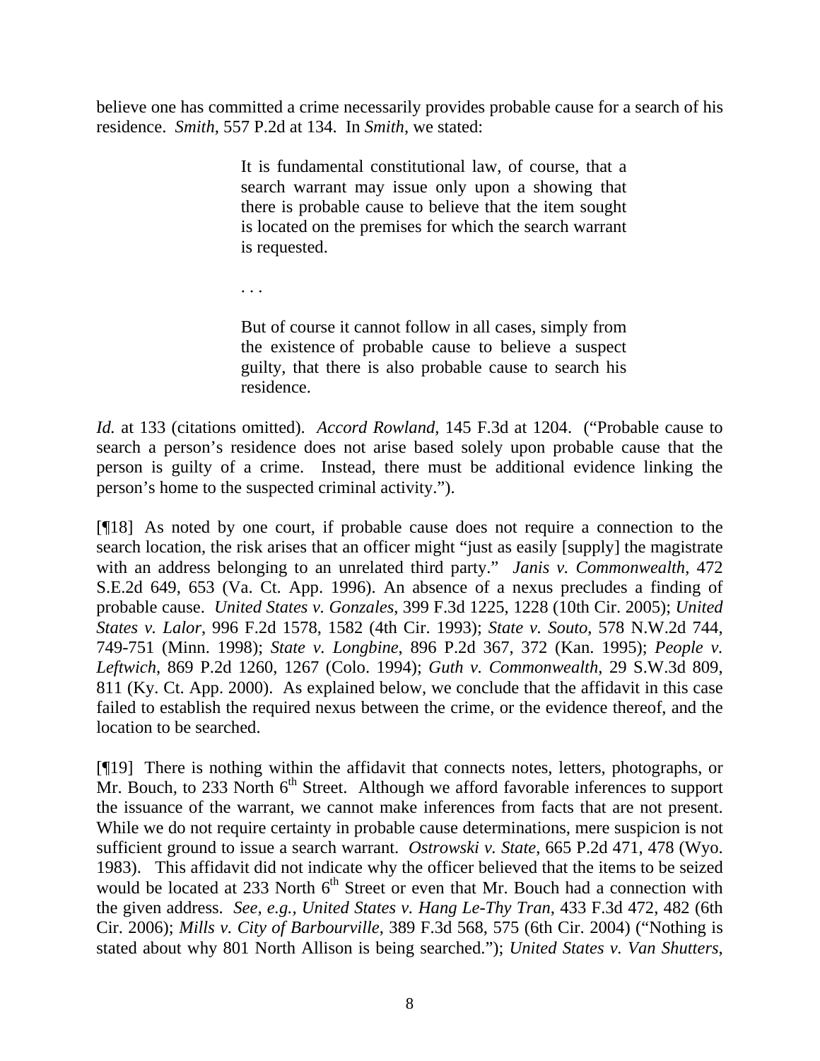believe one has committed a crime necessarily provides probable cause for a search of his residence. *Smith*, 557 P.2d at 134. In *Smith*, we stated:

> It is fundamental constitutional law, of course, that a search warrant may issue only upon a showing that there is probable cause to believe that the item sought is located on the premises for which the search warrant is requested.
>
> . . .
>
> But of course it cannot follow in all cases, simply from the existence of probable cause to believe a suspect guilty, that there is also probable cause to search his residence.

*Id.* at 133 (citations omitted). *Accord Rowland*, 145 F.3d at 1204. ("Probable cause to search a person's residence does not arise based solely upon probable cause that the person is guilty of a crime. Instead, there must be additional evidence linking the person's home to the suspected criminal activity.").

[¶18] As noted by one court, if probable cause does not require a connection to the search location, the risk arises that an officer might "just as easily [supply] the magistrate with an address belonging to an unrelated third party." *Janis v. Commonwealth*, 472 S.E.2d 649, 653 (Va. Ct. App. 1996). An absence of a nexus precludes a finding of probable cause. *United States v. Gonzales*, 399 F.3d 1225, 1228 (10th Cir. 2005); *United States v. Lalor*, 996 F.2d 1578, 1582 (4th Cir. 1993); *State v. Souto*, 578 N.W.2d 744, 749-751 (Minn. 1998); *State v. Longbine*, 896 P.2d 367, 372 (Kan. 1995); *People v. Leftwich*, 869 P.2d 1260, 1267 (Colo. 1994); *Guth v. Commonwealth*, 29 S.W.3d 809, 811 (Ky. Ct. App. 2000). As explained below, we conclude that the affidavit in this case failed to establish the required nexus between the crime, or the evidence thereof, and the location to be searched.

[¶19] There is nothing within the affidavit that connects notes, letters, photographs, or Mr. Bouch, to 233 North 6th Street. Although we afford favorable inferences to support the issuance of the warrant, we cannot make inferences from facts that are not present. While we do not require certainty in probable cause determinations, mere suspicion is not sufficient ground to issue a search warrant. *Ostrowski v. State*, 665 P.2d 471, 478 (Wyo. 1983). This affidavit did not indicate why the officer believed that the items to be seized would be located at 233 North 6th Street or even that Mr. Bouch had a connection with the given address. *See, e.g., United States v. Hang Le-Thy Tran*, 433 F.3d 472, 482 (6th Cir. 2006); *Mills v. City of Barbourville*, 389 F.3d 568, 575 (6th Cir. 2004) ("Nothing is stated about why 801 North Allison is being searched."); *United States v. Van Shutters*,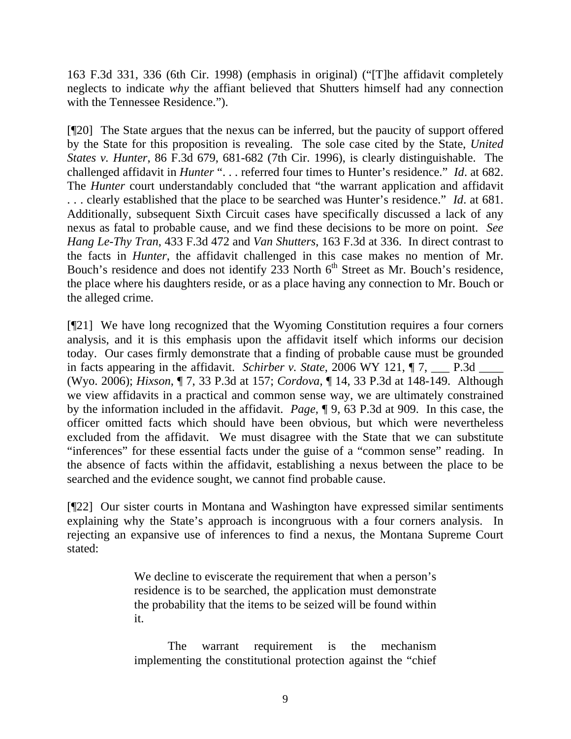163 F.3d 331, 336 (6th Cir. 1998) (emphasis in original) ("[T]he affidavit completely neglects to indicate *why* the affiant believed that Shutters himself had any connection with the Tennessee Residence.").

[¶20] The State argues that the nexus can be inferred, but the paucity of support offered by the State for this proposition is revealing. The sole case cited by the State, *United States v. Hunter*, 86 F.3d 679, 681-682 (7th Cir. 1996), is clearly distinguishable. The challenged affidavit in *Hunter* ". . . referred four times to Hunter's residence." *Id*. at 682. The *Hunter* court understandably concluded that "the warrant application and affidavit . . . clearly established that the place to be searched was Hunter's residence." *Id*. at 681. Additionally, subsequent Sixth Circuit cases have specifically discussed a lack of any nexus as fatal to probable cause, and we find these decisions to be more on point. *See Hang Le-Thy Tran*, 433 F.3d 472 and *Van Shutters*, 163 F.3d at 336. In direct contrast to the facts in *Hunter*, the affidavit challenged in this case makes no mention of Mr. Bouch's residence and does not identify 233 North 6th Street as Mr. Bouch's residence, the place where his daughters reside, or as a place having any connection to Mr. Bouch or the alleged crime.

[¶21] We have long recognized that the Wyoming Constitution requires a four corners analysis, and it is this emphasis upon the affidavit itself which informs our decision today. Our cases firmly demonstrate that a finding of probable cause must be grounded in facts appearing in the affidavit. *Schirber v. State*, 2006 WY 121, ¶ 7, ___ P.3d ____ (Wyo. 2006); *Hixson*, ¶ 7, 33 P.3d at 157; *Cordova*, ¶ 14, 33 P.3d at 148-149. Although we view affidavits in a practical and common sense way, we are ultimately constrained by the information included in the affidavit. *Page*, ¶ 9, 63 P.3d at 909. In this case, the officer omitted facts which should have been obvious, but which were nevertheless excluded from the affidavit. We must disagree with the State that we can substitute "inferences" for these essential facts under the guise of a "common sense" reading. In the absence of facts within the affidavit, establishing a nexus between the place to be searched and the evidence sought, we cannot find probable cause.

[¶22] Our sister courts in Montana and Washington have expressed similar sentiments explaining why the State's approach is incongruous with a four corners analysis. In rejecting an expansive use of inferences to find a nexus, the Montana Supreme Court stated:

> We decline to eviscerate the requirement that when a person's residence is to be searched, the application must demonstrate the probability that the items to be seized will be found within it.
>
> The warrant requirement is the mechanism implementing the constitutional protection against the "chief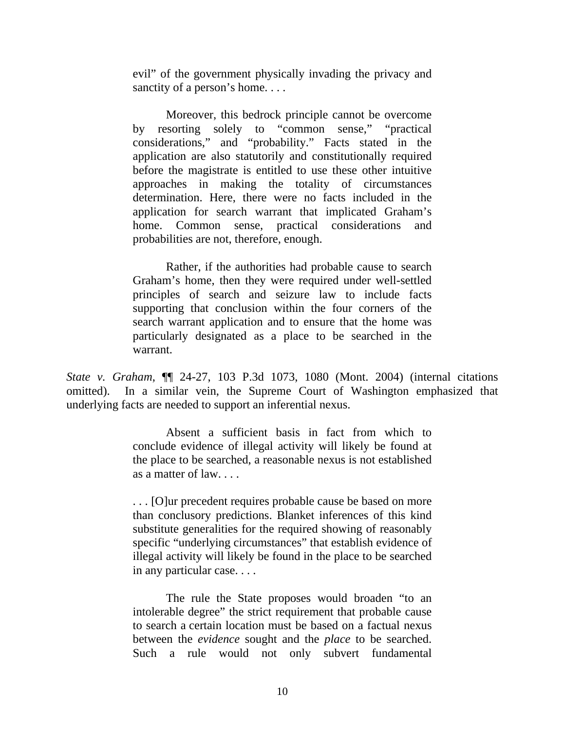> evil" of the government physically invading the privacy and sanctity of a person's home. . . .
>
> Moreover, this bedrock principle cannot be overcome by resorting solely to "common sense," "practical considerations," and "probability." Facts stated in the application are also statutorily and constitutionally required before the magistrate is entitled to use these other intuitive approaches in making the totality of circumstances determination. Here, there were no facts included in the application for search warrant that implicated Graham's home. Common sense, practical considerations and probabilities are not, therefore, enough.
>
> Rather, if the authorities had probable cause to search Graham's home, then they were required under well-settled principles of search and seizure law to include facts supporting that conclusion within the four corners of the search warrant application and to ensure that the home was particularly designated as a place to be searched in the warrant.

*State v. Graham*, ¶¶ 24-27, 103 P.3d 1073, 1080 (Mont. 2004) (internal citations omitted). In a similar vein, the Supreme Court of Washington emphasized that underlying facts are needed to support an inferential nexus.

> Absent a sufficient basis in fact from which to conclude evidence of illegal activity will likely be found at the place to be searched, a reasonable nexus is not established as a matter of law. . . .
>
> . . . [O]ur precedent requires probable cause be based on more than conclusory predictions. Blanket inferences of this kind substitute generalities for the required showing of reasonably specific "underlying circumstances" that establish evidence of illegal activity will likely be found in the place to be searched in any particular case. . . .
>
> The rule the State proposes would broaden "to an intolerable degree" the strict requirement that probable cause to search a certain location must be based on a factual nexus between the *evidence* sought and the *place* to be searched. Such a rule would not only subvert fundamental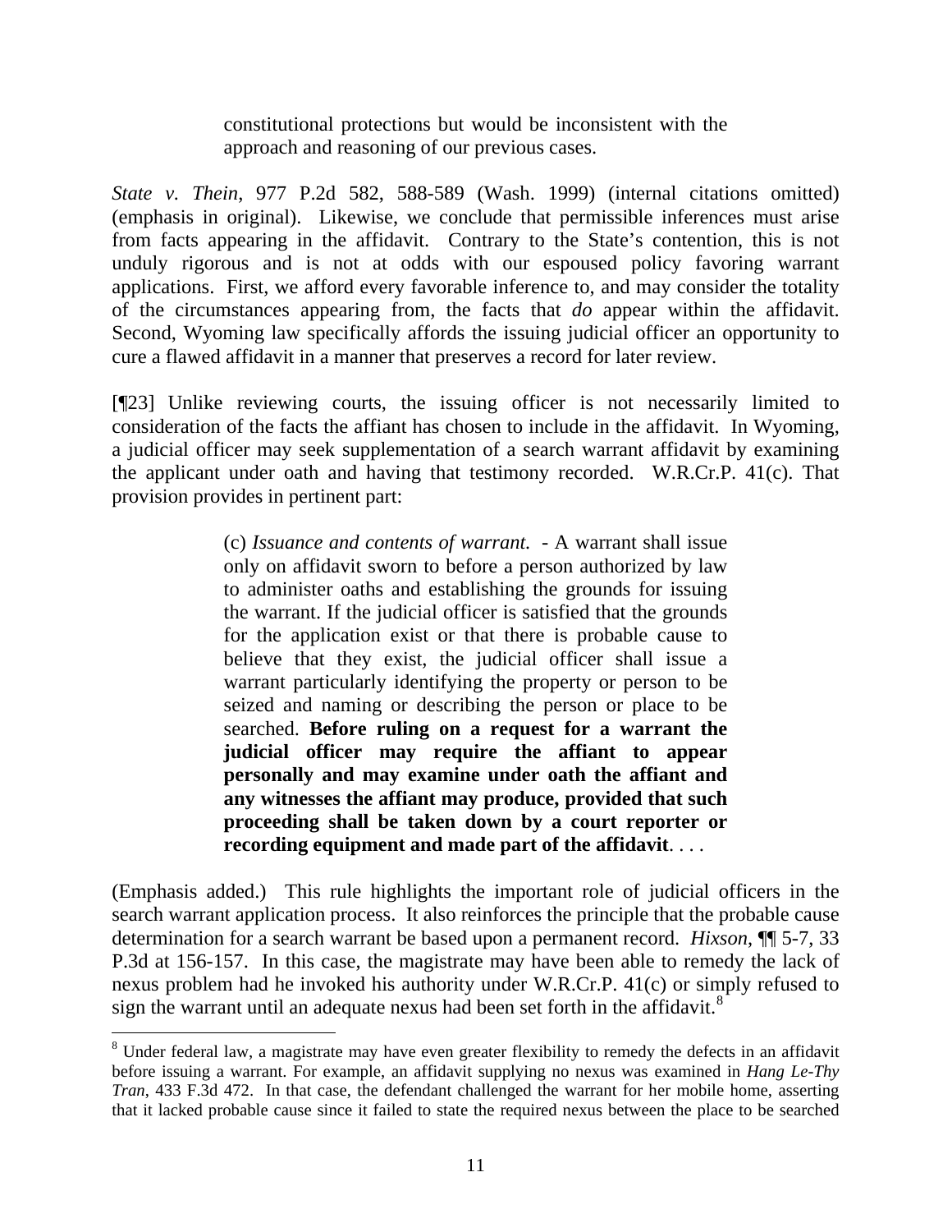> constitutional protections but would be inconsistent with the approach and reasoning of our previous cases.

*State v. Thein*, 977 P.2d 582, 588-589 (Wash. 1999) (internal citations omitted) (emphasis in original). Likewise, we conclude that permissible inferences must arise from facts appearing in the affidavit. Contrary to the State's contention, this is not unduly rigorous and is not at odds with our espoused policy favoring warrant applications. First, we afford every favorable inference to, and may consider the totality of the circumstances appearing from, the facts that *do* appear within the affidavit. Second, Wyoming law specifically affords the issuing judicial officer an opportunity to cure a flawed affidavit in a manner that preserves a record for later review.

[¶23] Unlike reviewing courts, the issuing officer is not necessarily limited to consideration of the facts the affiant has chosen to include in the affidavit. In Wyoming, a judicial officer may seek supplementation of a search warrant affidavit by examining the applicant under oath and having that testimony recorded. W.R.Cr.P. 41(c). That provision provides in pertinent part:

> (c) *Issuance and contents of warrant.* - A warrant shall issue only on affidavit sworn to before a person authorized by law to administer oaths and establishing the grounds for issuing the warrant. If the judicial officer is satisfied that the grounds for the application exist or that there is probable cause to believe that they exist, the judicial officer shall issue a warrant particularly identifying the property or person to be seized and naming or describing the person or place to be searched. **Before ruling on a request for a warrant the judicial officer may require the affiant to appear personally and may examine under oath the affiant and any witnesses the affiant may produce, provided that such proceeding shall be taken down by a court reporter or recording equipment and made part of the affidavit**. . . .

(Emphasis added.) This rule highlights the important role of judicial officers in the search warrant application process. It also reinforces the principle that the probable cause determination for a search warrant be based upon a permanent record. *Hixson*, ¶¶ 5-7, 33 P.3d at 156-157. In this case, the magistrate may have been able to remedy the lack of nexus problem had he invoked his authority under W.R.Cr.P. 41(c) or simply refused to sign the warrant until an adequate nexus had been set forth in the affidavit.[8]

---

[8] Under federal law, a magistrate may have even greater flexibility to remedy the defects in an affidavit before issuing a warrant. For example, an affidavit supplying no nexus was examined in *Hang Le-Thy Tran*, 433 F.3d 472. In that case, the defendant challenged the warrant for her mobile home, asserting that it lacked probable cause since it failed to state the required nexus between the place to be searched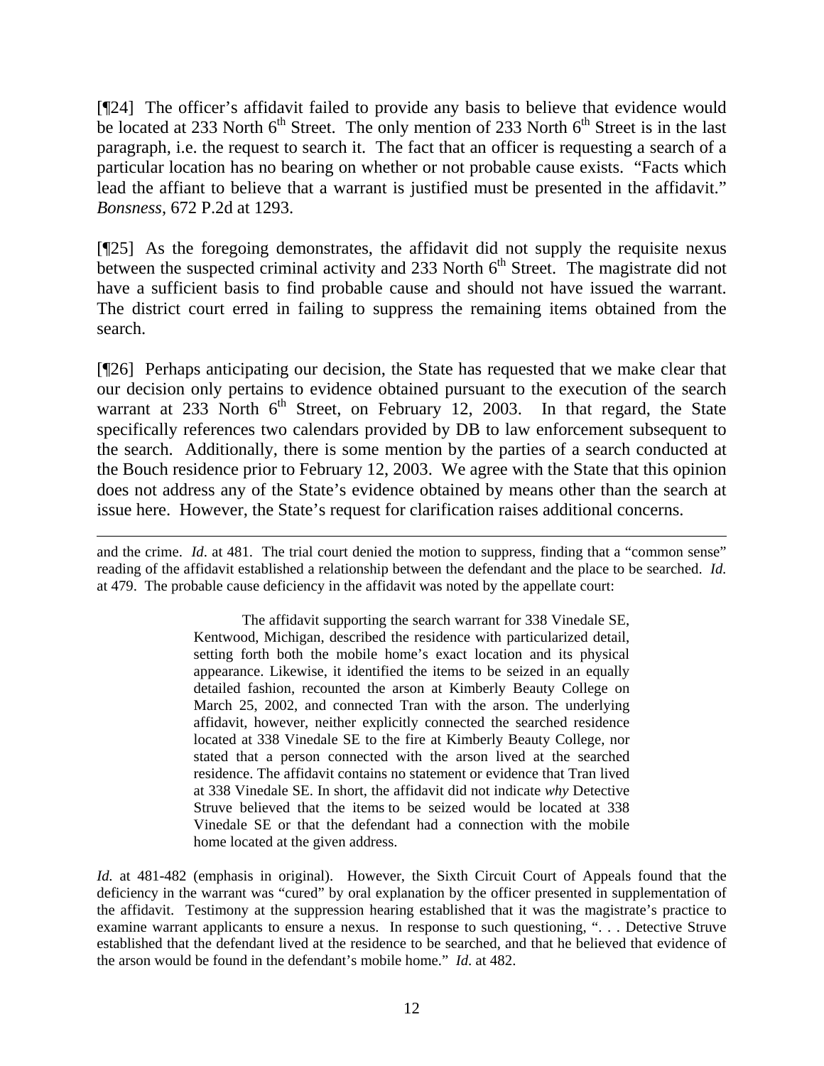[¶24] The officer's affidavit failed to provide any basis to believe that evidence would be located at 233 North 6th Street. The only mention of 233 North 6th Street is in the last paragraph, i.e. the request to search it. The fact that an officer is requesting a search of a particular location has no bearing on whether or not probable cause exists. "Facts which lead the affiant to believe that a warrant is justified must be presented in the affidavit." *Bonsness*, 672 P.2d at 1293.

[¶25] As the foregoing demonstrates, the affidavit did not supply the requisite nexus between the suspected criminal activity and 233 North 6th Street. The magistrate did not have a sufficient basis to find probable cause and should not have issued the warrant. The district court erred in failing to suppress the remaining items obtained from the search.

[¶26] Perhaps anticipating our decision, the State has requested that we make clear that our decision only pertains to evidence obtained pursuant to the execution of the search warrant at 233 North 6th Street, on February 12, 2003. In that regard, the State specifically references two calendars provided by DB to law enforcement subsequent to the search. Additionally, there is some mention by the parties of a search conducted at the Bouch residence prior to February 12, 2003. We agree with the State that this opinion does not address any of the State's evidence obtained by means other than the search at issue here. However, the State's request for clarification raises additional concerns.

---

and the crime. *Id*. at 481. The trial court denied the motion to suppress, finding that a "common sense" reading of the affidavit established a relationship between the defendant and the place to be searched. *Id.* at 479. The probable cause deficiency in the affidavit was noted by the appellate court:

> The affidavit supporting the search warrant for 338 Vinedale SE, Kentwood, Michigan, described the residence with particularized detail, setting forth both the mobile home's exact location and its physical appearance. Likewise, it identified the items to be seized in an equally detailed fashion, recounted the arson at Kimberly Beauty College on March 25, 2002, and connected Tran with the arson. The underlying affidavit, however, neither explicitly connected the searched residence located at 338 Vinedale SE to the fire at Kimberly Beauty College, nor stated that a person connected with the arson lived at the searched residence. The affidavit contains no statement or evidence that Tran lived at 338 Vinedale SE. In short, the affidavit did not indicate *why* Detective Struve believed that the items to be seized would be located at 338 Vinedale SE or that the defendant had a connection with the mobile home located at the given address.

*Id.* at 481-482 (emphasis in original). However, the Sixth Circuit Court of Appeals found that the deficiency in the warrant was "cured" by oral explanation by the officer presented in supplementation of the affidavit. Testimony at the suppression hearing established that it was the magistrate's practice to examine warrant applicants to ensure a nexus. In response to such questioning, ". . . Detective Struve established that the defendant lived at the residence to be searched, and that he believed that evidence of the arson would be found in the defendant's mobile home." *Id.* at 482.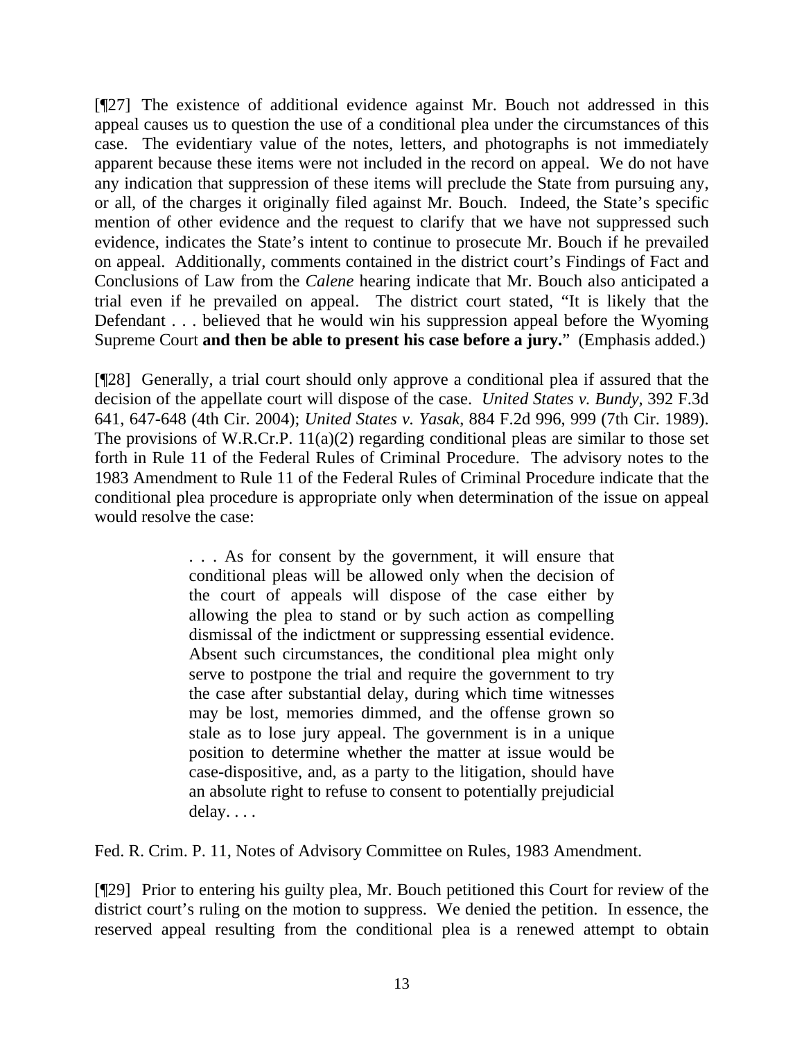[¶27] The existence of additional evidence against Mr. Bouch not addressed in this appeal causes us to question the use of a conditional plea under the circumstances of this case. The evidentiary value of the notes, letters, and photographs is not immediately apparent because these items were not included in the record on appeal. We do not have any indication that suppression of these items will preclude the State from pursuing any, or all, of the charges it originally filed against Mr. Bouch. Indeed, the State's specific mention of other evidence and the request to clarify that we have not suppressed such evidence, indicates the State's intent to continue to prosecute Mr. Bouch if he prevailed on appeal. Additionally, comments contained in the district court's Findings of Fact and Conclusions of Law from the *Calene* hearing indicate that Mr. Bouch also anticipated a trial even if he prevailed on appeal. The district court stated, "It is likely that the Defendant . . . believed that he would win his suppression appeal before the Wyoming Supreme Court **and then be able to present his case before a jury.**" (Emphasis added.)

[¶28] Generally, a trial court should only approve a conditional plea if assured that the decision of the appellate court will dispose of the case. *United States v. Bundy*, 392 F.3d 641, 647-648 (4th Cir. 2004); *United States v. Yasak*, 884 F.2d 996, 999 (7th Cir. 1989). The provisions of W.R.Cr.P. 11(a)(2) regarding conditional pleas are similar to those set forth in Rule 11 of the Federal Rules of Criminal Procedure. The advisory notes to the 1983 Amendment to Rule 11 of the Federal Rules of Criminal Procedure indicate that the conditional plea procedure is appropriate only when determination of the issue on appeal would resolve the case:

> . . . As for consent by the government, it will ensure that conditional pleas will be allowed only when the decision of the court of appeals will dispose of the case either by allowing the plea to stand or by such action as compelling dismissal of the indictment or suppressing essential evidence. Absent such circumstances, the conditional plea might only serve to postpone the trial and require the government to try the case after substantial delay, during which time witnesses may be lost, memories dimmed, and the offense grown so stale as to lose jury appeal. The government is in a unique position to determine whether the matter at issue would be case-dispositive, and, as a party to the litigation, should have an absolute right to refuse to consent to potentially prejudicial delay. . . .

Fed. R. Crim. P. 11, Notes of Advisory Committee on Rules, 1983 Amendment.

[¶29] Prior to entering his guilty plea, Mr. Bouch petitioned this Court for review of the district court's ruling on the motion to suppress. We denied the petition. In essence, the reserved appeal resulting from the conditional plea is a renewed attempt to obtain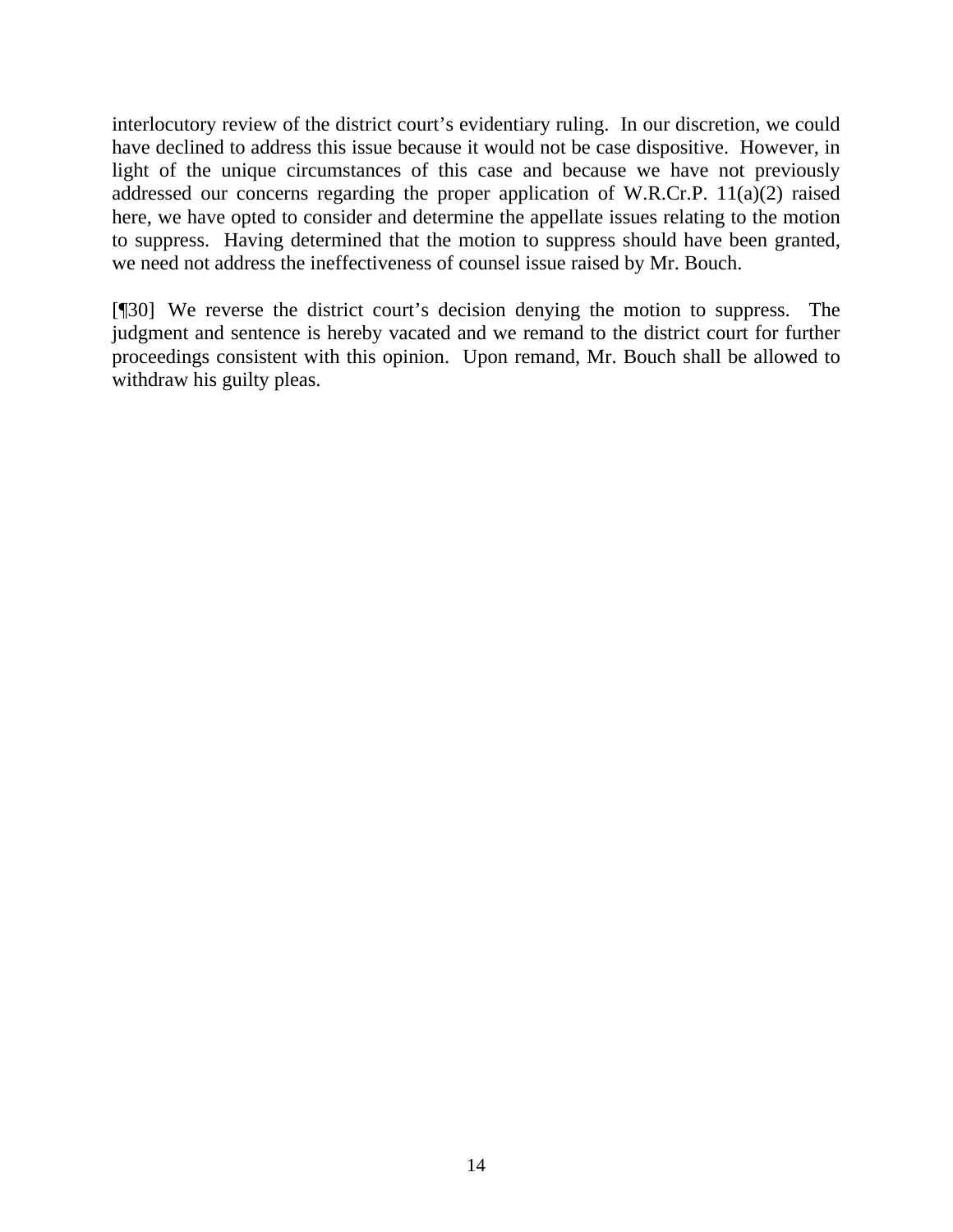interlocutory review of the district court's evidentiary ruling. In our discretion, we could have declined to address this issue because it would not be case dispositive. However, in light of the unique circumstances of this case and because we have not previously addressed our concerns regarding the proper application of W.R.Cr.P. 11(a)(2) raised here, we have opted to consider and determine the appellate issues relating to the motion to suppress. Having determined that the motion to suppress should have been granted, we need not address the ineffectiveness of counsel issue raised by Mr. Bouch.

[¶30] We reverse the district court's decision denying the motion to suppress. The judgment and sentence is hereby vacated and we remand to the district court for further proceedings consistent with this opinion. Upon remand, Mr. Bouch shall be allowed to withdraw his guilty pleas.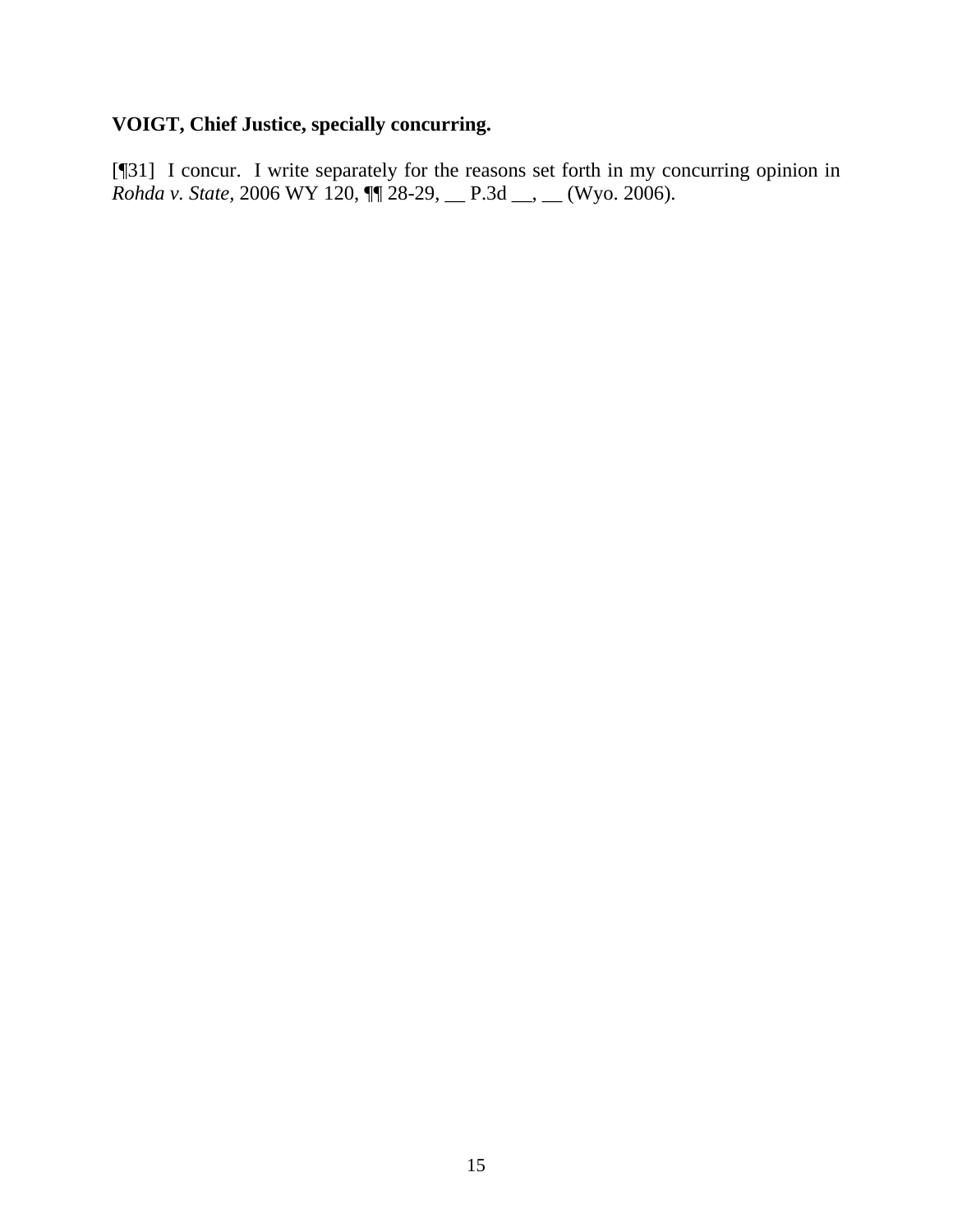**VOIGT, Chief Justice, specially concurring.**

[¶31] I concur. I write separately for the reasons set forth in my concurring opinion in *Rohda v. State*, 2006 WY 120, ¶¶ 28-29, __ P.3d __, __ (Wyo. 2006).